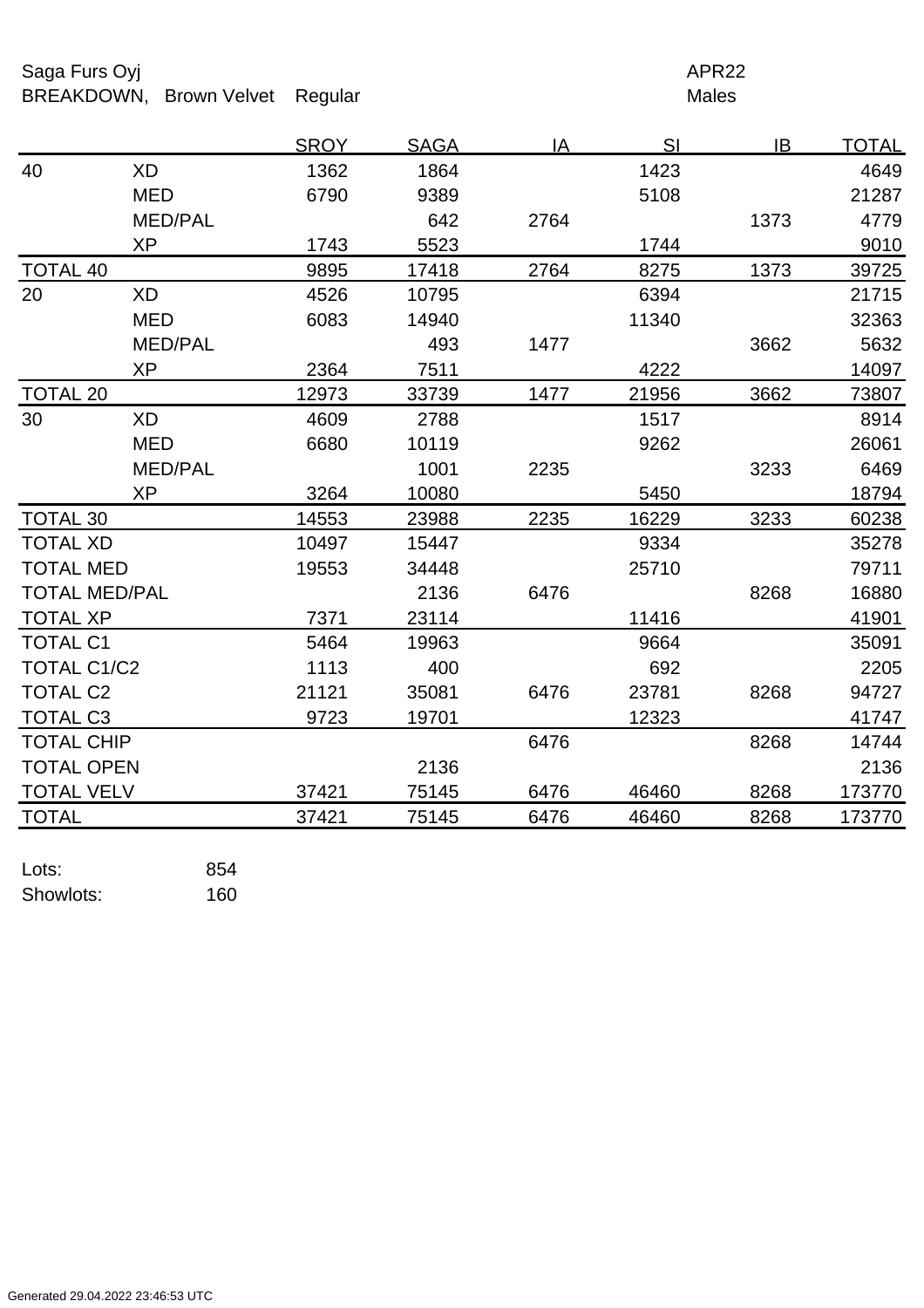Saga Furs Oyj

BREAKDOWN, Brown Velvet Regular

APR22

Males

| | | SROY | SAGA | IA | SI | IB | TOTAL |
|---|---|---|---|---|---|---|---|
| 40 | XD | 1362 | 1864 | | 1423 | | 4649 |
| | MED | 6790 | 9389 | | 5108 | | 21287 |
| | MED/PAL | | 642 | 2764 | | 1373 | 4779 |
| | XP | 1743 | 5523 | | 1744 | | 9010 |
| TOTAL 40 | | 9895 | 17418 | 2764 | 8275 | 1373 | 39725 |
| 20 | XD | 4526 | 10795 | | 6394 | | 21715 |
| | MED | 6083 | 14940 | | 11340 | | 32363 |
| | MED/PAL | | 493 | 1477 | | 3662 | 5632 |
| | XP | 2364 | 7511 | | 4222 | | 14097 |
| TOTAL 20 | | 12973 | 33739 | 1477 | 21956 | 3662 | 73807 |
| 30 | XD | 4609 | 2788 | | 1517 | | 8914 |
| | MED | 6680 | 10119 | | 9262 | | 26061 |
| | MED/PAL | | 1001 | 2235 | | 3233 | 6469 |
| | XP | 3264 | 10080 | | 5450 | | 18794 |
| TOTAL 30 | | 14553 | 23988 | 2235 | 16229 | 3233 | 60238 |
| TOTAL XD | | 10497 | 15447 | | 9334 | | 35278 |
| TOTAL MED | | 19553 | 34448 | | 25710 | | 79711 |
| TOTAL MED/PAL | | | 2136 | 6476 | | 8268 | 16880 |
| TOTAL XP | | 7371 | 23114 | | 11416 | | 41901 |
| TOTAL C1 | | 5464 | 19963 | | 9664 | | 35091 |
| TOTAL C1/C2 | | 1113 | 400 | | 692 | | 2205 |
| TOTAL C2 | | 21121 | 35081 | 6476 | 23781 | 8268 | 94727 |
| TOTAL C3 | | 9723 | 19701 | | 12323 | | 41747 |
| TOTAL CHIP | | | | 6476 | | 8268 | 14744 |
| TOTAL OPEN | | | 2136 | | | | 2136 |
| TOTAL VELV | | 37421 | 75145 | 6476 | 46460 | 8268 | 173770 |
| TOTAL | | 37421 | 75145 | 6476 | 46460 | 8268 | 173770 |

Lots: 854

Showlots: 160

Generated 29.04.2022 23:46:53 UTC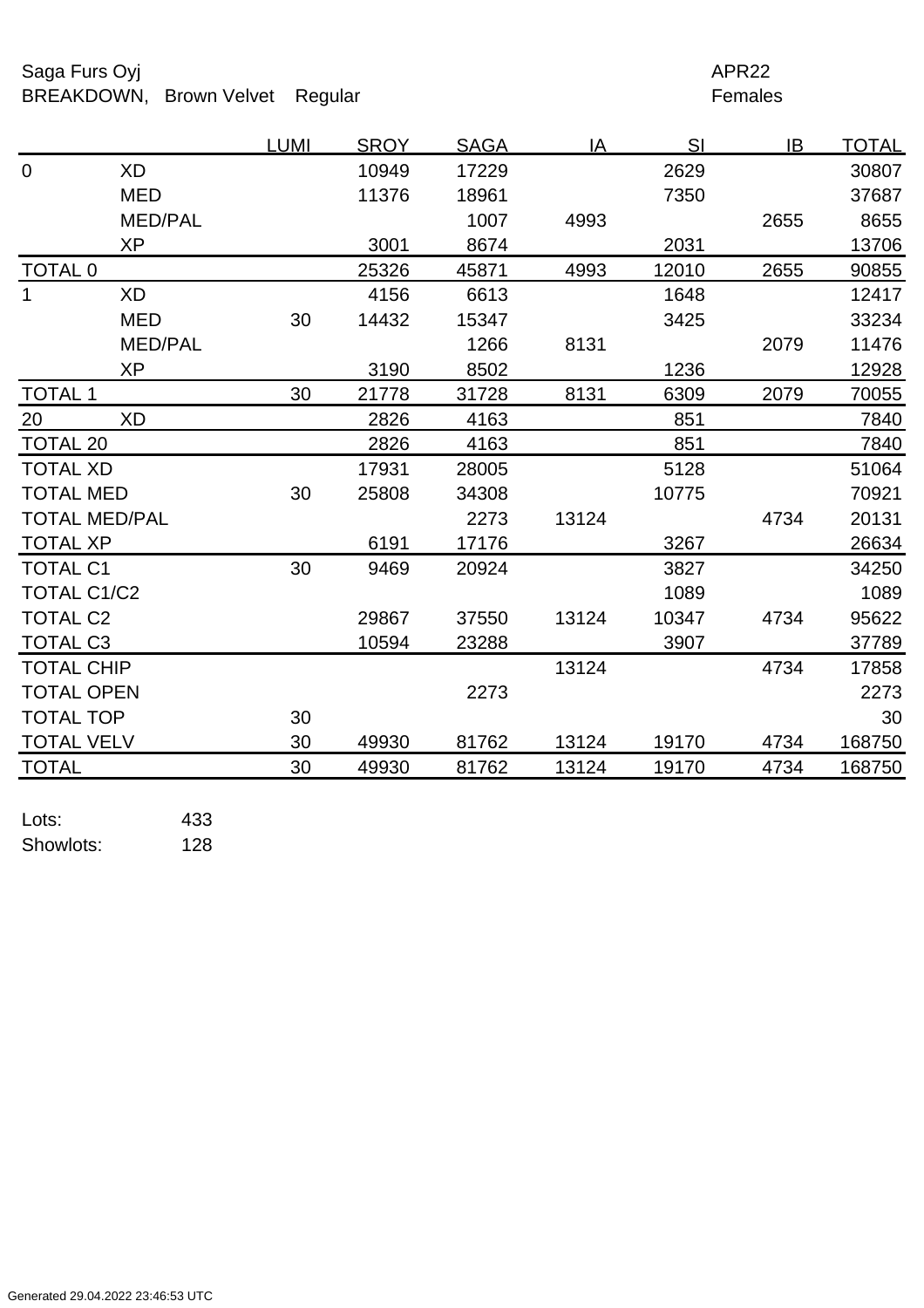Saga Furs Oyj

BREAKDOWN, Brown Velvet Regular

APR22

Females

| | | LUMI | SROY | SAGA | IA | SI | IB | TOTAL |
|---|---|---|---|---|---|---|---|---|
| 0 | XD | | 10949 | 17229 | | 2629 | | 30807 |
| | MED | | 11376 | 18961 | | 7350 | | 37687 |
| | MED/PAL | | | 1007 | 4993 | | 2655 | 8655 |
| | XP | | 3001 | 8674 | | 2031 | | 13706 |
| TOTAL 0 | | | 25326 | 45871 | 4993 | 12010 | 2655 | 90855 |
| 1 | XD | | 4156 | 6613 | | 1648 | | 12417 |
| | MED | 30 | 14432 | 15347 | | 3425 | | 33234 |
| | MED/PAL | | | 1266 | 8131 | | 2079 | 11476 |
| | XP | | 3190 | 8502 | | 1236 | | 12928 |
| TOTAL 1 | | 30 | 21778 | 31728 | 8131 | 6309 | 2079 | 70055 |
| 20 | XD | | 2826 | 4163 | | 851 | | 7840 |
| TOTAL 20 | | | 2826 | 4163 | | 851 | | 7840 |
| TOTAL XD | | | 17931 | 28005 | | 5128 | | 51064 |
| TOTAL MED | | 30 | 25808 | 34308 | | 10775 | | 70921 |
| TOTAL MED/PAL | | | | 2273 | 13124 | | 4734 | 20131 |
| TOTAL XP | | | 6191 | 17176 | | 3267 | | 26634 |
| TOTAL C1 | | 30 | 9469 | 20924 | | 3827 | | 34250 |
| TOTAL C1/C2 | | | | | | 1089 | | 1089 |
| TOTAL C2 | | | 29867 | 37550 | 13124 | 10347 | 4734 | 95622 |
| TOTAL C3 | | | 10594 | 23288 | | 3907 | | 37789 |
| TOTAL CHIP | | | | | 13124 | | 4734 | 17858 |
| TOTAL OPEN | | | | 2273 | | | | 2273 |
| TOTAL TOP | | 30 | | | | | | 30 |
| TOTAL VELV | | 30 | 49930 | 81762 | 13124 | 19170 | 4734 | 168750 |
| TOTAL | | 30 | 49930 | 81762 | 13124 | 19170 | 4734 | 168750 |

Lots: 433

Showlots: 128

Generated 29.04.2022 23:46:53 UTC